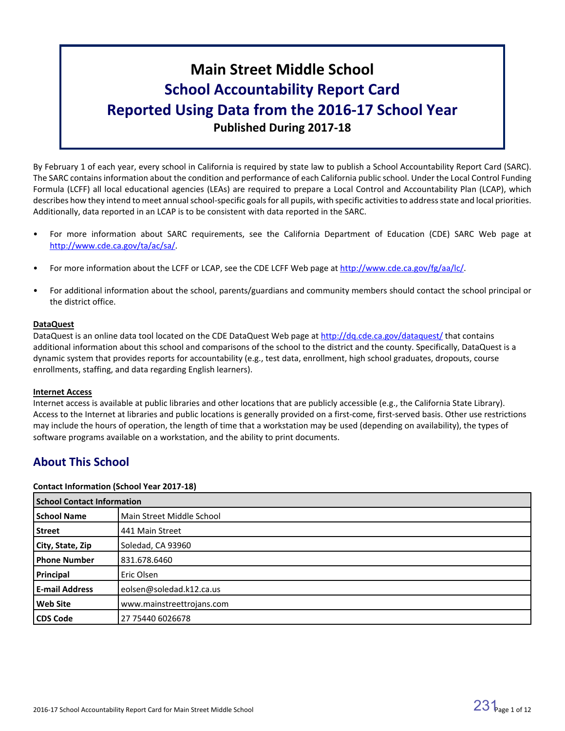# Main Street Middle School

## School Accountability Report Card

## Reported Using Data from the 2016-17 School Year

**Published During 2017-18**

By February 1 of each year, every school in California is required by state law to publish a School Accountability Report Card (SARC). The SARC contains information about the condition and performance of each California public school. Under the Local Control Funding Formula (LCFF) all local educational agencies (LEAs) are required to prepare a Local Control and Accountability Plan (LCAP), which describes how they intend to meet annual school-specific goals for all pupils, with specific activities to address state and local priorities. Additionally, data reported in an LCAP is to be consistent with data reported in the SARC.

- For more information about SARC requirements, see the California Department of Education (CDE) SARC Web page at http://www.cde.ca.gov/ta/ac/sa/.
- For more information about the LCFF or LCAP, see the CDE LCFF Web page at http://www.cde.ca.gov/fg/aa/lc/.
- For additional information about the school, parents/guardians and community members should contact the school principal or the district office.

**DataQuest**

DataQuest is an online data tool located on the CDE DataQuest Web page at http://dq.cde.ca.gov/dataquest/ that contains additional information about this school and comparisons of the school to the district and the county. Specifically, DataQuest is a dynamic system that provides reports for accountability (e.g., test data, enrollment, high school graduates, dropouts, course enrollments, staffing, and data regarding English learners).

**Internet Access**

Internet access is available at public libraries and other locations that are publicly accessible (e.g., the California State Library). Access to the Internet at libraries and public locations is generally provided on a first-come, first-served basis. Other use restrictions may include the hours of operation, the length of time that a workstation may be used (depending on availability), the types of software programs available on a workstation, and the ability to print documents.

## About This School

**Contact Information (School Year 2017-18)**

| School Contact Information | |
|---|---|
| **School Name** | Main Street Middle School |
| **Street** | 441 Main Street |
| **City, State, Zip** | Soledad, CA 93960 |
| **Phone Number** | 831.678.6460 |
| **Principal** | Eric Olsen |
| **E-mail Address** | eolsen@soledad.k12.ca.us |
| **Web Site** | www.mainstreettrojans.com |
| **CDS Code** | 27 75440 6026678 |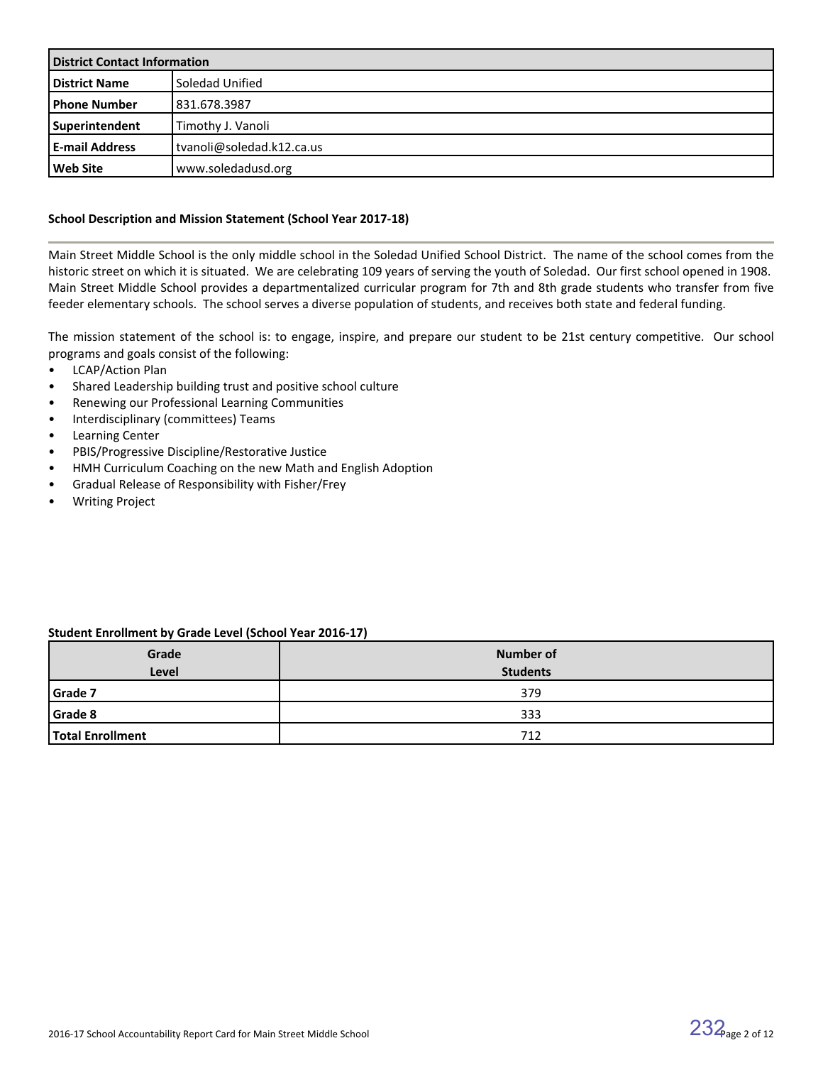| District Contact Information | |
|---|---|
| **District Name** | Soledad Unified |
| **Phone Number** | 831.678.3987 |
| **Superintendent** | Timothy J. Vanoli |
| **E-mail Address** | tvanoli@soledad.k12.ca.us |
| **Web Site** | www.soledadusd.org |

### School Description and Mission Statement (School Year 2017-18)

Main Street Middle School is the only middle school in the Soledad Unified School District. The name of the school comes from the historic street on which it is situated. We are celebrating 109 years of serving the youth of Soledad. Our first school opened in 1908. Main Street Middle School provides a departmentalized curricular program for 7th and 8th grade students who transfer from five feeder elementary schools. The school serves a diverse population of students, and receives both state and federal funding.

The mission statement of the school is: to engage, inspire, and prepare our student to be 21st century competitive. Our school programs and goals consist of the following:

- LCAP/Action Plan
- Shared Leadership building trust and positive school culture
- Renewing our Professional Learning Communities
- Interdisciplinary (committees) Teams
- Learning Center
- PBIS/Progressive Discipline/Restorative Justice
- HMH Curriculum Coaching on the new Math and English Adoption
- Gradual Release of Responsibility with Fisher/Frey
- Writing Project

### Student Enrollment by Grade Level (School Year 2016-17)

| Grade Level | Number of Students |
|---|---|
| **Grade 7** | 379 |
| **Grade 8** | 333 |
| **Total Enrollment** | 712 |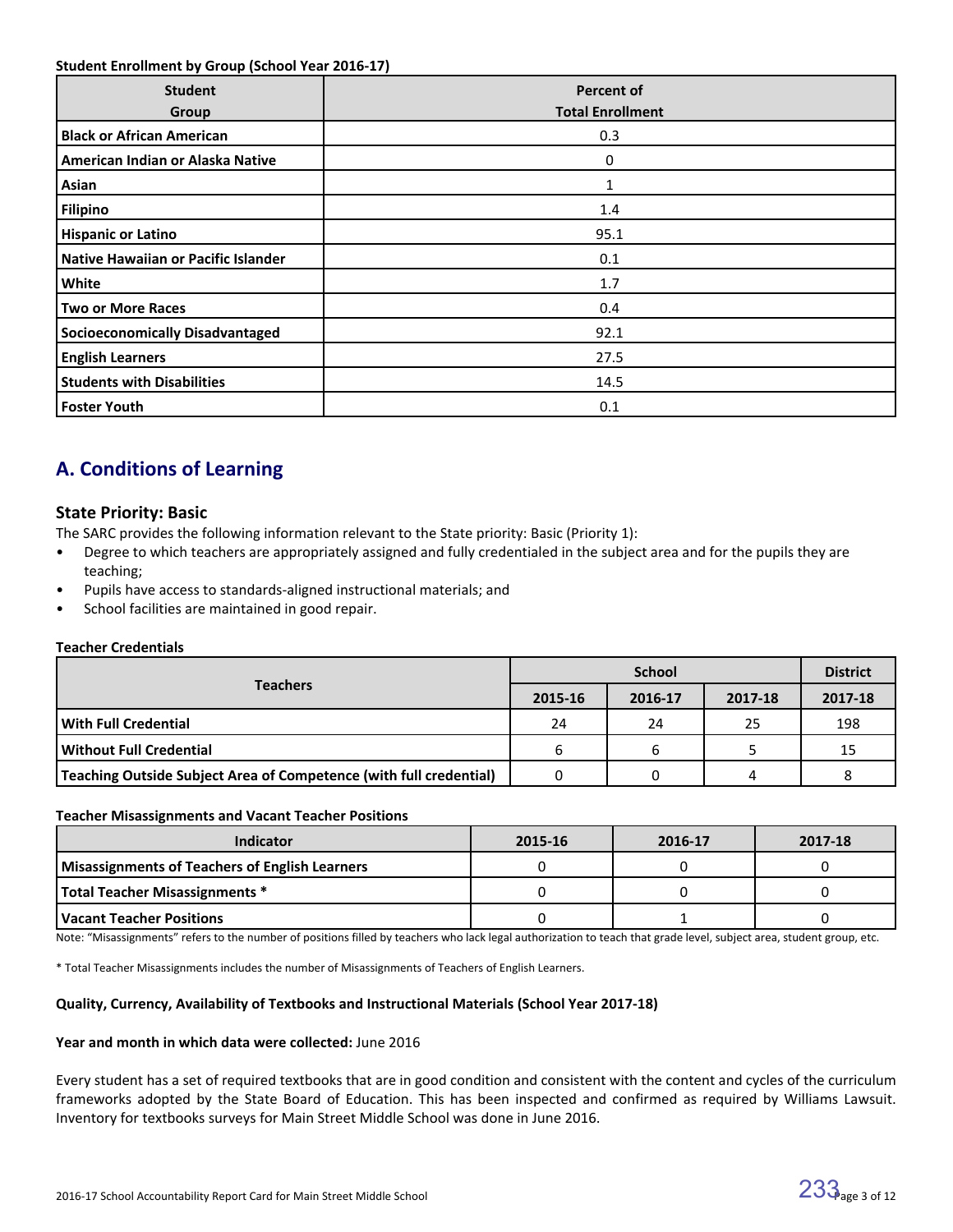**Student Enrollment by Group (School Year 2016-17)**

| Student Group | Percent of Total Enrollment |
|---|---|
| **Black or African American** | 0.3 |
| **American Indian or Alaska Native** | 0 |
| **Asian** | 1 |
| **Filipino** | 1.4 |
| **Hispanic or Latino** | 95.1 |
| **Native Hawaiian or Pacific Islander** | 0.1 |
| **White** | 1.7 |
| **Two or More Races** | 0.4 |
| **Socioeconomically Disadvantaged** | 92.1 |
| **English Learners** | 27.5 |
| **Students with Disabilities** | 14.5 |
| **Foster Youth** | 0.1 |

## A. Conditions of Learning

### State Priority: Basic

The SARC provides the following information relevant to the State priority: Basic (Priority 1):

- Degree to which teachers are appropriately assigned and fully credentialed in the subject area and for the pupils they are teaching;
- Pupils have access to standards-aligned instructional materials; and
- School facilities are maintained in good repair.

**Teacher Credentials**

| Teachers | School | | | District |
|---|---|---|---|---|
| | 2015-16 | 2016-17 | 2017-18 | 2017-18 |
| **With Full Credential** | 24 | 24 | 25 | 198 |
| **Without Full Credential** | 6 | 6 | 5 | 15 |
| **Teaching Outside Subject Area of Competence (with full credential)** | 0 | 0 | 4 | 8 |

**Teacher Misassignments and Vacant Teacher Positions**

| Indicator | 2015-16 | 2016-17 | 2017-18 |
|---|---|---|---|
| **Misassignments of Teachers of English Learners** | 0 | 0 | 0 |
| **Total Teacher Misassignments *** | 0 | 0 | 0 |
| **Vacant Teacher Positions** | 0 | 1 | 0 |

Note: "Misassignments" refers to the number of positions filled by teachers who lack legal authorization to teach that grade level, subject area, student group, etc.

* Total Teacher Misassignments includes the number of Misassignments of Teachers of English Learners.

**Quality, Currency, Availability of Textbooks and Instructional Materials (School Year 2017-18)**

**Year and month in which data were collected:** June 2016

Every student has a set of required textbooks that are in good condition and consistent with the content and cycles of the curriculum frameworks adopted by the State Board of Education. This has been inspected and confirmed as required by Williams Lawsuit. Inventory for textbooks surveys for Main Street Middle School was done in June 2016.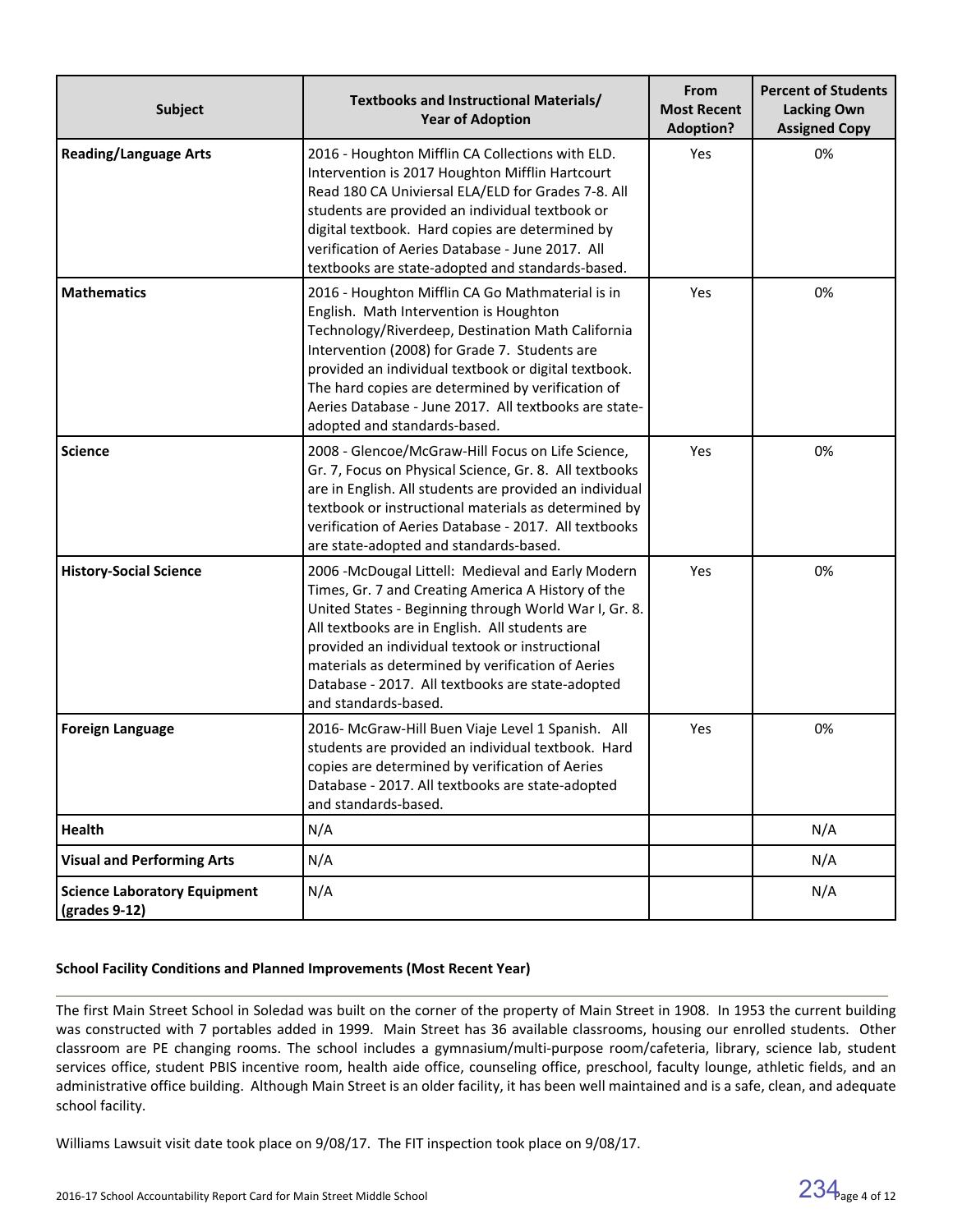| Subject | Textbooks and Instructional Materials/ Year of Adoption | From Most Recent Adoption? | Percent of Students Lacking Own Assigned Copy |
|---|---|---|---|
| **Reading/Language Arts** | 2016 - Houghton Mifflin CA Collections with ELD. Intervention is 2017 Houghton Mifflin Hartcourt Read 180 CA Univiersal ELA/ELD for Grades 7-8. All students are provided an individual textbook or digital textbook. Hard copies are determined by verification of Aeries Database - June 2017. All textbooks are state-adopted and standards-based. | Yes | 0% |
| **Mathematics** | 2016 - Houghton Mifflin CA Go Mathmaterial is in English. Math Intervention is Houghton Technology/Riverdeep, Destination Math California Intervention (2008) for Grade 7. Students are provided an individual textbook or digital textbook. The hard copies are determined by verification of Aeries Database - June 2017. All textbooks are state-adopted and standards-based. | Yes | 0% |
| **Science** | 2008 - Glencoe/McGraw-Hill Focus on Life Science, Gr. 7, Focus on Physical Science, Gr. 8. All textbooks are in English. All students are provided an individual textbook or instructional materials as determined by verification of Aeries Database - 2017. All textbooks are state-adopted and standards-based. | Yes | 0% |
| **History-Social Science** | 2006 -McDougal Littell: Medieval and Early Modern Times, Gr. 7 and Creating America A History of the United States - Beginning through World War I, Gr. 8. All textbooks are in English. All students are provided an individual textook or instructional materials as determined by verification of Aeries Database - 2017. All textbooks are state-adopted and standards-based. | Yes | 0% |
| **Foreign Language** | 2016- McGraw-Hill Buen Viaje Level 1 Spanish. All students are provided an individual textbook. Hard copies are determined by verification of Aeries Database - 2017. All textbooks are state-adopted and standards-based. | Yes | 0% |
| **Health** | N/A | | N/A |
| **Visual and Performing Arts** | N/A | | N/A |
| **Science Laboratory Equipment (grades 9-12)** | N/A | | N/A |

**School Facility Conditions and Planned Improvements (Most Recent Year)**

The first Main Street School in Soledad was built on the corner of the property of Main Street in 1908. In 1953 the current building was constructed with 7 portables added in 1999. Main Street has 36 available classrooms, housing our enrolled students. Other classroom are PE changing rooms. The school includes a gymnasium/multi-purpose room/cafeteria, library, science lab, student services office, student PBIS incentive room, health aide office, counseling office, preschool, faculty lounge, athletic fields, and an administrative office building. Although Main Street is an older facility, it has been well maintained and is a safe, clean, and adequate school facility.

Williams Lawsuit visit date took place on 9/08/17. The FIT inspection took place on 9/08/17.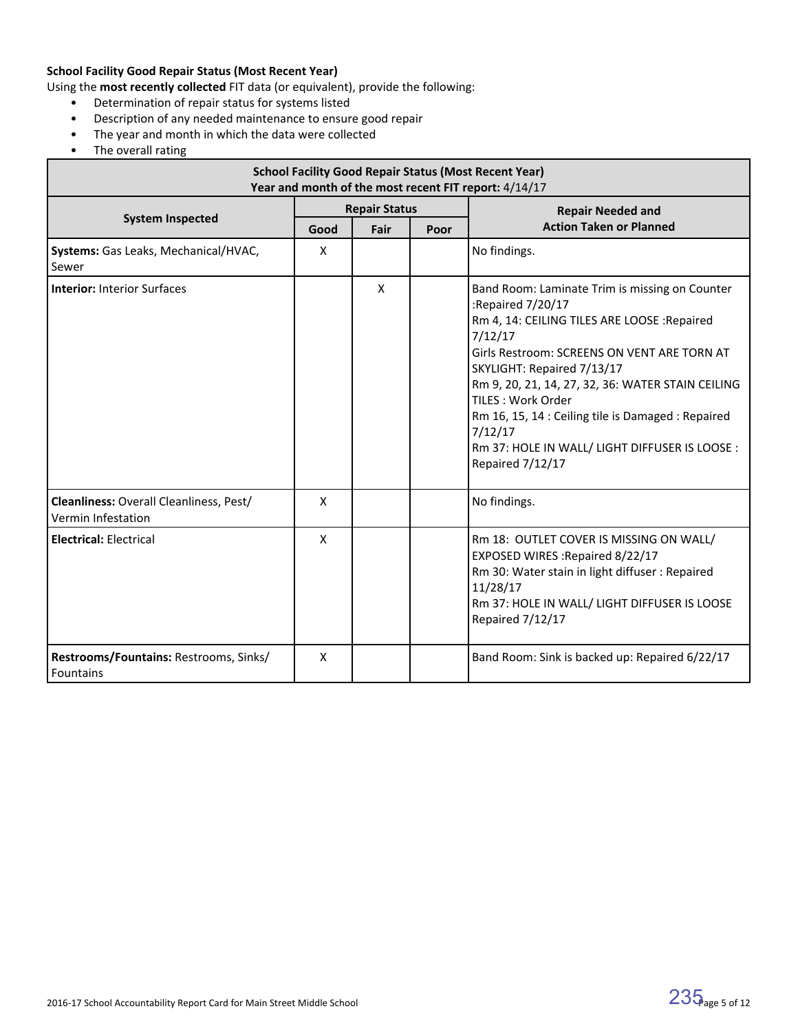**School Facility Good Repair Status (Most Recent Year)**

Using the **most recently collected** FIT data (or equivalent), provide the following:

- Determination of repair status for systems listed
- Description of any needed maintenance to ensure good repair
- The year and month in which the data were collected
- The overall rating

| **School Facility Good Repair Status (Most Recent Year)**<br>**Year and month of the most recent FIT report:** 4/14/17 | | | | |
|---|---|---|---|---|
| **System Inspected** | **Repair Status** | | | **Repair Needed and Action Taken or Planned** |
| | **Good** | **Fair** | **Poor** | |
| **Systems:** Gas Leaks, Mechanical/HVAC, Sewer | X | | | No findings. |
| **Interior:** Interior Surfaces | | X | | Band Room: Laminate Trim is missing on Counter :Repaired 7/20/17<br>Rm 4, 14: CEILING TILES ARE LOOSE :Repaired 7/12/17<br>Girls Restroom: SCREENS ON VENT ARE TORN AT SKYLIGHT: Repaired 7/13/17<br>Rm 9, 20, 21, 14, 27, 32, 36: WATER STAIN CEILING TILES : Work Order<br>Rm 16, 15, 14 : Ceiling tile is Damaged : Repaired 7/12/17<br>Rm 37: HOLE IN WALL/ LIGHT DIFFUSER IS LOOSE : Repaired 7/12/17 |
| **Cleanliness:** Overall Cleanliness, Pest/ Vermin Infestation | X | | | No findings. |
| **Electrical:** Electrical | X | | | Rm 18: OUTLET COVER IS MISSING ON WALL/ EXPOSED WIRES :Repaired 8/22/17<br>Rm 30: Water stain in light diffuser : Repaired 11/28/17<br>Rm 37: HOLE IN WALL/ LIGHT DIFFUSER IS LOOSE Repaired 7/12/17 |
| **Restrooms/Fountains:** Restrooms, Sinks/ Fountains | X | | | Band Room: Sink is backed up: Repaired 6/22/17 |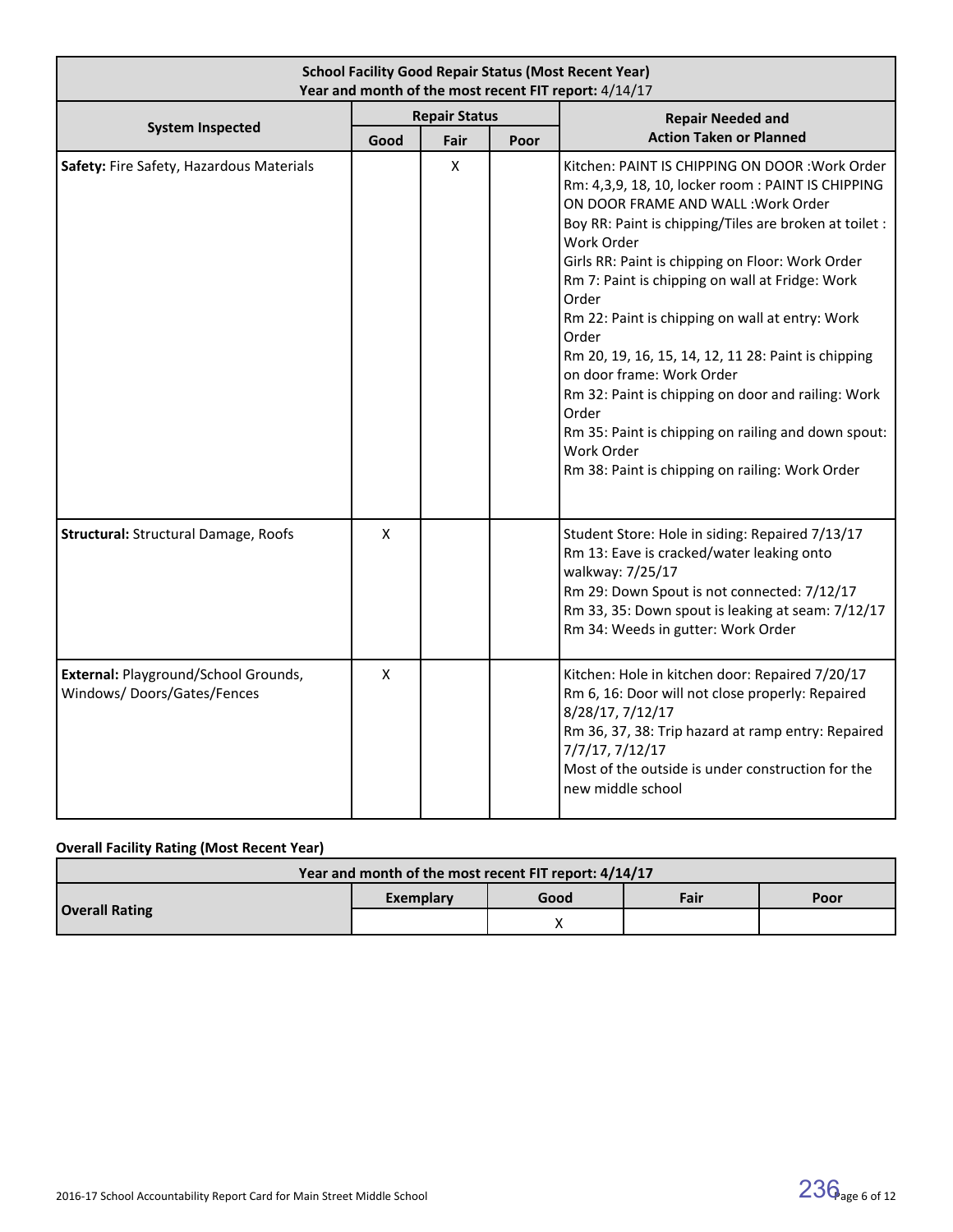| System Inspected | Repair Status | | | Repair Needed and Action Taken or Planned |
|---|---|---|---|---|
| | Good | Fair | Poor | |
| **School Facility Good Repair Status (Most Recent Year)** Year and month of the most recent FIT report: 4/14/17 | | | | |
| **Safety:** Fire Safety, Hazardous Materials | | X | | Kitchen: PAINT IS CHIPPING ON DOOR :Work Order<br>Rm: 4,3,9, 18, 10, locker room : PAINT IS CHIPPING ON DOOR FRAME AND WALL :Work Order<br>Boy RR: Paint is chipping/Tiles are broken at toilet : Work Order<br>Girls RR: Paint is chipping on Floor: Work Order<br>Rm 7: Paint is chipping on wall at Fridge: Work Order<br>Rm 22: Paint is chipping on wall at entry: Work Order<br>Rm 20, 19, 16, 15, 14, 12, 11 28: Paint is chipping on door frame: Work Order<br>Rm 32: Paint is chipping on door and railing: Work Order<br>Rm 35: Paint is chipping on railing and down spout: Work Order<br>Rm 38: Paint is chipping on railing: Work Order |
| **Structural:** Structural Damage, Roofs | X | | | Student Store: Hole in siding: Repaired 7/13/17<br>Rm 13: Eave is cracked/water leaking onto walkway: 7/25/17<br>Rm 29: Down Spout is not connected: 7/12/17<br>Rm 33, 35: Down spout is leaking at seam: 7/12/17<br>Rm 34: Weeds in gutter: Work Order |
| **External:** Playground/School Grounds, Windows/ Doors/Gates/Fences | X | | | Kitchen: Hole in kitchen door: Repaired 7/20/17<br>Rm 6, 16: Door will not close properly: Repaired 8/28/17, 7/12/17<br>Rm 36, 37, 38: Trip hazard at ramp entry: Repaired 7/7/17, 7/12/17<br>Most of the outside is under construction for the new middle school |

**Overall Facility Rating (Most Recent Year)**

| Year and month of the most recent FIT report: 4/14/17 | | | | |
|---|---|---|---|---|
| | Exemplary | Good | Fair | Poor |
| **Overall Rating** | | X | | |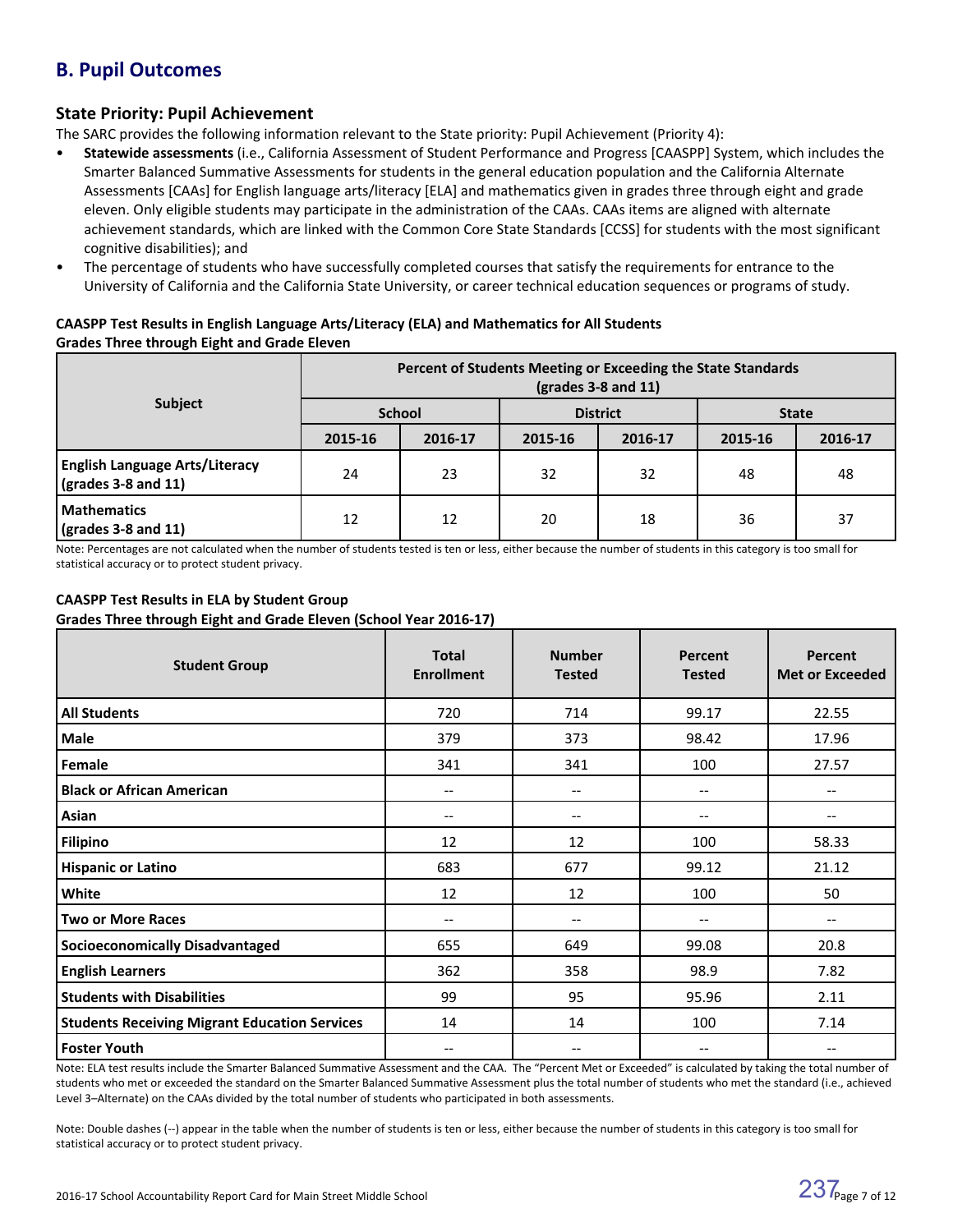## B. Pupil Outcomes

### State Priority: Pupil Achievement

The SARC provides the following information relevant to the State priority: Pupil Achievement (Priority 4):

- **Statewide assessments** (i.e., California Assessment of Student Performance and Progress [CAASPP] System, which includes the Smarter Balanced Summative Assessments for students in the general education population and the California Alternate Assessments [CAAs] for English language arts/literacy [ELA] and mathematics given in grades three through eight and grade eleven. Only eligible students may participate in the administration of the CAAs. CAAs items are aligned with alternate achievement standards, which are linked with the Common Core State Standards [CCSS] for students with the most significant cognitive disabilities); and
- The percentage of students who have successfully completed courses that satisfy the requirements for entrance to the University of California and the California State University, or career technical education sequences or programs of study.

**CAASPP Test Results in English Language Arts/Literacy (ELA) and Mathematics for All Students**
**Grades Three through Eight and Grade Eleven**

| Subject | Percent of Students Meeting or Exceeding the State Standards (grades 3-8 and 11) | | | | | |
|---|---|---|---|---|---|---|
| | School | | District | | State | |
| | 2015-16 | 2016-17 | 2015-16 | 2016-17 | 2015-16 | 2016-17 |
| **English Language Arts/Literacy (grades 3-8 and 11)** | 24 | 23 | 32 | 32 | 48 | 48 |
| **Mathematics (grades 3-8 and 11)** | 12 | 12 | 20 | 18 | 36 | 37 |

Note: Percentages are not calculated when the number of students tested is ten or less, either because the number of students in this category is too small for statistical accuracy or to protect student privacy.

**CAASPP Test Results in ELA by Student Group**
**Grades Three through Eight and Grade Eleven (School Year 2016-17)**

| Student Group | Total Enrollment | Number Tested | Percent Tested | Percent Met or Exceeded |
|---|---|---|---|---|
| **All Students** | 720 | 714 | 99.17 | 22.55 |
| **Male** | 379 | 373 | 98.42 | 17.96 |
| **Female** | 341 | 341 | 100 | 27.57 |
| **Black or African American** | -- | -- | -- | -- |
| **Asian** | -- | -- | -- | -- |
| **Filipino** | 12 | 12 | 100 | 58.33 |
| **Hispanic or Latino** | 683 | 677 | 99.12 | 21.12 |
| **White** | 12 | 12 | 100 | 50 |
| **Two or More Races** | -- | -- | -- | -- |
| **Socioeconomically Disadvantaged** | 655 | 649 | 99.08 | 20.8 |
| **English Learners** | 362 | 358 | 98.9 | 7.82 |
| **Students with Disabilities** | 99 | 95 | 95.96 | 2.11 |
| **Students Receiving Migrant Education Services** | 14 | 14 | 100 | 7.14 |
| **Foster Youth** | -- | -- | -- | -- |

Note: ELA test results include the Smarter Balanced Summative Assessment and the CAA. The "Percent Met or Exceeded" is calculated by taking the total number of students who met or exceeded the standard on the Smarter Balanced Summative Assessment plus the total number of students who met the standard (i.e., achieved Level 3–Alternate) on the CAAs divided by the total number of students who participated in both assessments.

Note: Double dashes (--) appear in the table when the number of students is ten or less, either because the number of students in this category is too small for statistical accuracy or to protect student privacy.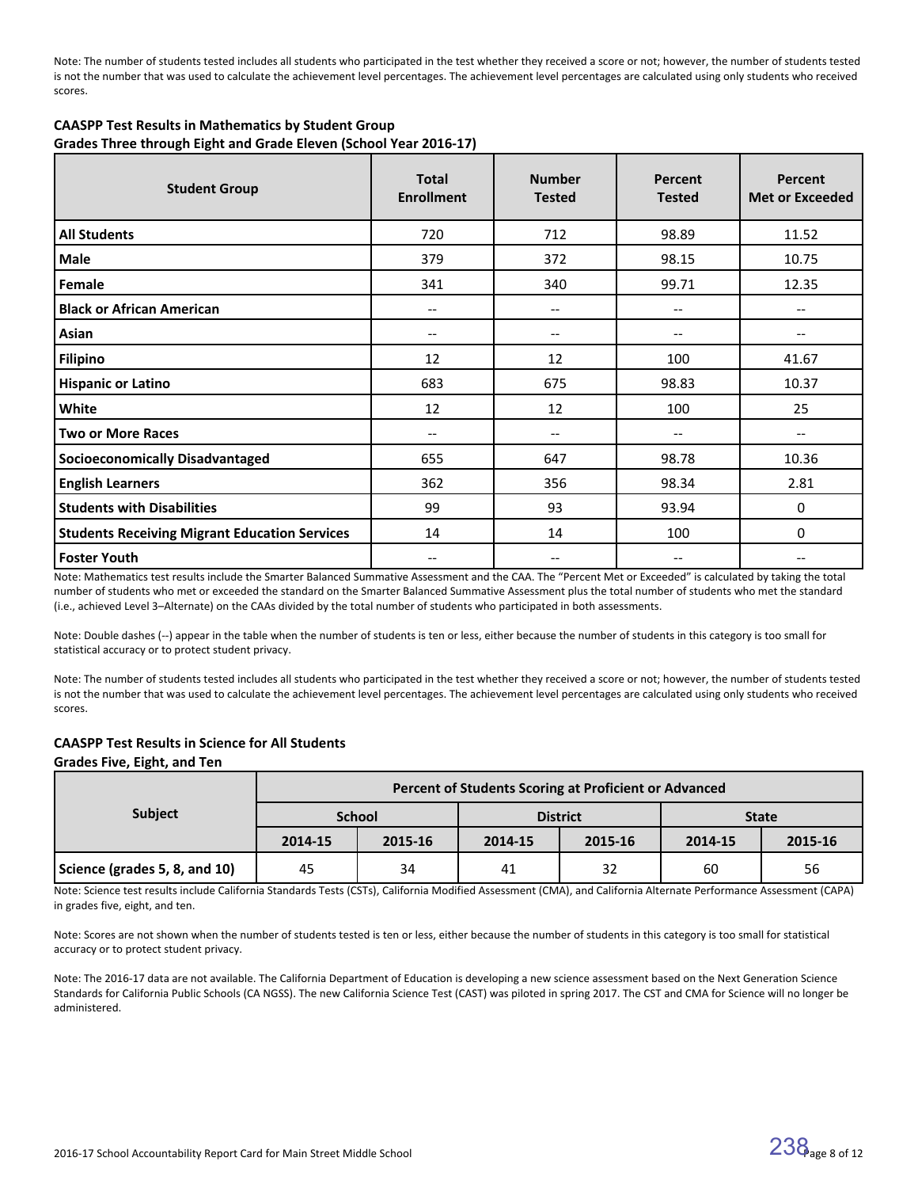Note: The number of students tested includes all students who participated in the test whether they received a score or not; however, the number of students tested is not the number that was used to calculate the achievement level percentages. The achievement level percentages are calculated using only students who received scores.

**CAASPP Test Results in Mathematics by Student Group**
**Grades Three through Eight and Grade Eleven (School Year 2016-17)**

| Student Group | Total Enrollment | Number Tested | Percent Tested | Percent Met or Exceeded |
|---|---|---|---|---|
| **All Students** | 720 | 712 | 98.89 | 11.52 |
| **Male** | 379 | 372 | 98.15 | 10.75 |
| **Female** | 341 | 340 | 99.71 | 12.35 |
| **Black or African American** | -- | -- | -- | -- |
| **Asian** | -- | -- | -- | -- |
| **Filipino** | 12 | 12 | 100 | 41.67 |
| **Hispanic or Latino** | 683 | 675 | 98.83 | 10.37 |
| **White** | 12 | 12 | 100 | 25 |
| **Two or More Races** | -- | -- | -- | -- |
| **Socioeconomically Disadvantaged** | 655 | 647 | 98.78 | 10.36 |
| **English Learners** | 362 | 356 | 98.34 | 2.81 |
| **Students with Disabilities** | 99 | 93 | 93.94 | 0 |
| **Students Receiving Migrant Education Services** | 14 | 14 | 100 | 0 |
| **Foster Youth** | -- | -- | -- | -- |

Note: Mathematics test results include the Smarter Balanced Summative Assessment and the CAA. The "Percent Met or Exceeded" is calculated by taking the total number of students who met or exceeded the standard on the Smarter Balanced Summative Assessment plus the total number of students who met the standard (i.e., achieved Level 3–Alternate) on the CAAs divided by the total number of students who participated in both assessments.

Note: Double dashes (--) appear in the table when the number of students is ten or less, either because the number of students in this category is too small for statistical accuracy or to protect student privacy.

Note: The number of students tested includes all students who participated in the test whether they received a score or not; however, the number of students tested is not the number that was used to calculate the achievement level percentages. The achievement level percentages are calculated using only students who received scores.

**CAASPP Test Results in Science for All Students**
**Grades Five, Eight, and Ten**

| Subject | Percent of Students Scoring at Proficient or Advanced | | | | | |
|---|---|---|---|---|---|---|
| | School | | District | | State | |
| | 2014-15 | 2015-16 | 2014-15 | 2015-16 | 2014-15 | 2015-16 |
| **Science (grades 5, 8, and 10)** | 45 | 34 | 41 | 32 | 60 | 56 |

Note: Science test results include California Standards Tests (CSTs), California Modified Assessment (CMA), and California Alternate Performance Assessment (CAPA) in grades five, eight, and ten.

Note: Scores are not shown when the number of students tested is ten or less, either because the number of students in this category is too small for statistical accuracy or to protect student privacy.

Note: The 2016-17 data are not available. The California Department of Education is developing a new science assessment based on the Next Generation Science Standards for California Public Schools (CA NGSS). The new California Science Test (CAST) was piloted in spring 2017. The CST and CMA for Science will no longer be administered.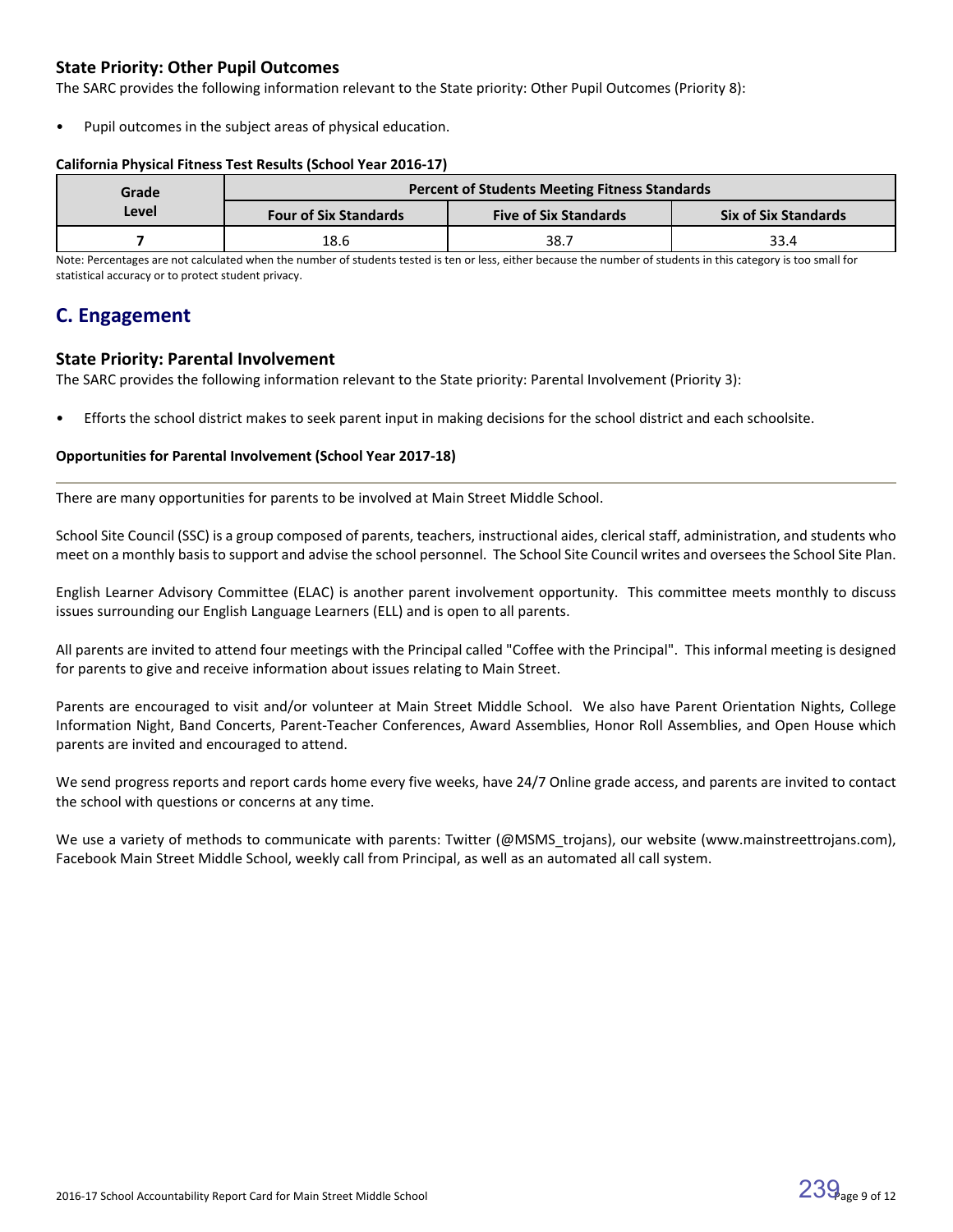### State Priority: Other Pupil Outcomes

The SARC provides the following information relevant to the State priority: Other Pupil Outcomes (Priority 8):

- Pupil outcomes in the subject areas of physical education.

**California Physical Fitness Test Results (School Year 2016-17)**

| Grade Level | Percent of Students Meeting Fitness Standards | | |
|---|---|---|---|
| | Four of Six Standards | Five of Six Standards | Six of Six Standards |
| 7 | 18.6 | 38.7 | 33.4 |

Note: Percentages are not calculated when the number of students tested is ten or less, either because the number of students in this category is too small for statistical accuracy or to protect student privacy.

## C. Engagement

### State Priority: Parental Involvement

The SARC provides the following information relevant to the State priority: Parental Involvement (Priority 3):

- Efforts the school district makes to seek parent input in making decisions for the school district and each schoolsite.

**Opportunities for Parental Involvement (School Year 2017-18)**

---

There are many opportunities for parents to be involved at Main Street Middle School.

School Site Council (SSC) is a group composed of parents, teachers, instructional aides, clerical staff, administration, and students who meet on a monthly basis to support and advise the school personnel. The School Site Council writes and oversees the School Site Plan.

English Learner Advisory Committee (ELAC) is another parent involvement opportunity. This committee meets monthly to discuss issues surrounding our English Language Learners (ELL) and is open to all parents.

All parents are invited to attend four meetings with the Principal called "Coffee with the Principal". This informal meeting is designed for parents to give and receive information about issues relating to Main Street.

Parents are encouraged to visit and/or volunteer at Main Street Middle School. We also have Parent Orientation Nights, College Information Night, Band Concerts, Parent-Teacher Conferences, Award Assemblies, Honor Roll Assemblies, and Open House which parents are invited and encouraged to attend.

We send progress reports and report cards home every five weeks, have 24/7 Online grade access, and parents are invited to contact the school with questions or concerns at any time.

We use a variety of methods to communicate with parents: Twitter (@MSMS_trojans), our website (www.mainstreettrojans.com), Facebook Main Street Middle School, weekly call from Principal, as well as an automated all call system.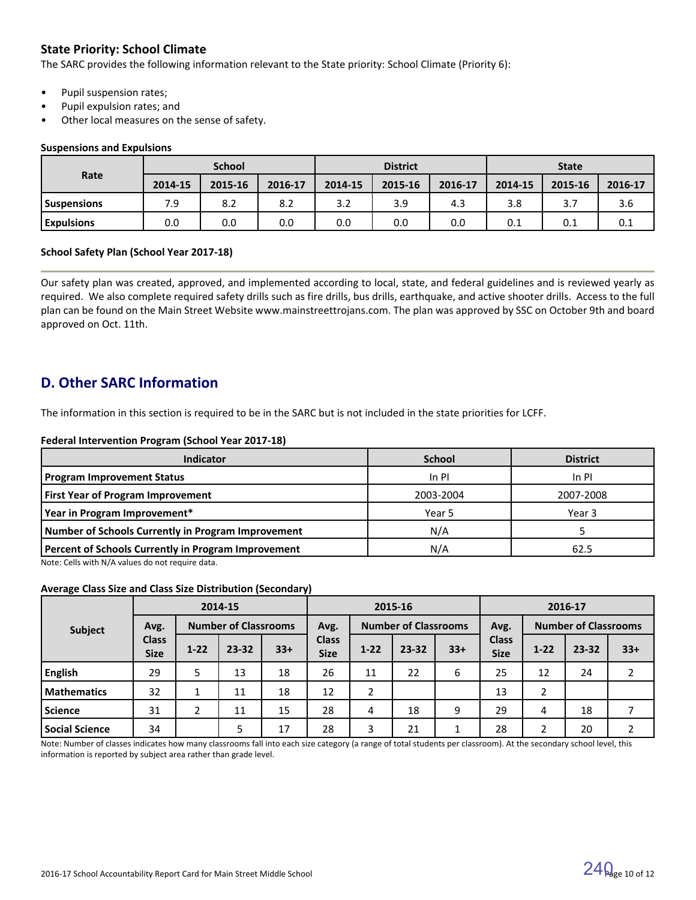### State Priority: School Climate

The SARC provides the following information relevant to the State priority: School Climate (Priority 6):

- Pupil suspension rates;
- Pupil expulsion rates; and
- Other local measures on the sense of safety.

**Suspensions and Expulsions**

| Rate | School | | | District | | | State | | |
|---|---|---|---|---|---|---|---|---|---|
| | 2014-15 | 2015-16 | 2016-17 | 2014-15 | 2015-16 | 2016-17 | 2014-15 | 2015-16 | 2016-17 |
| **Suspensions** | 7.9 | 8.2 | 8.2 | 3.2 | 3.9 | 4.3 | 3.8 | 3.7 | 3.6 |
| **Expulsions** | 0.0 | 0.0 | 0.0 | 0.0 | 0.0 | 0.0 | 0.1 | 0.1 | 0.1 |

**School Safety Plan (School Year 2017-18)**

Our safety plan was created, approved, and implemented according to local, state, and federal guidelines and is reviewed yearly as required. We also complete required safety drills such as fire drills, bus drills, earthquake, and active shooter drills. Access to the full plan can be found on the Main Street Website www.mainstreettrojans.com. The plan was approved by SSC on October 9th and board approved on Oct. 11th.

## D. Other SARC Information

The information in this section is required to be in the SARC but is not included in the state priorities for LCFF.

**Federal Intervention Program (School Year 2017-18)**

| Indicator | School | District |
|---|---|---|
| **Program Improvement Status** | In PI | In PI |
| **First Year of Program Improvement** | 2003-2004 | 2007-2008 |
| **Year in Program Improvement*** | Year 5 | Year 3 |
| **Number of Schools Currently in Program Improvement** | N/A | 5 |
| **Percent of Schools Currently in Program Improvement** | N/A | 62.5 |

Note: Cells with N/A values do not require data.

**Average Class Size and Class Size Distribution (Secondary)**

| Subject | 2014-15 | | | | 2015-16 | | | | 2016-17 | | | |
|---|---|---|---|---|---|---|---|---|---|---|---|---|
| | Avg. Class Size | Number of Classrooms | | | Avg. Class Size | Number of Classrooms | | | Avg. Class Size | Number of Classrooms | | |
| | | 1-22 | 23-32 | 33+ | | 1-22 | 23-32 | 33+ | | 1-22 | 23-32 | 33+ |
| **English** | 29 | 5 | 13 | 18 | 26 | 11 | 22 | 6 | 25 | 12 | 24 | 2 |
| **Mathematics** | 32 | 1 | 11 | 18 | 12 | 2 | | | 13 | 2 | | |
| **Science** | 31 | 2 | 11 | 15 | 28 | 4 | 18 | 9 | 29 | 4 | 18 | 7 |
| **Social Science** | 34 | | 5 | 17 | 28 | 3 | 21 | 1 | 28 | 2 | 20 | 2 |

Note: Number of classes indicates how many classrooms fall into each size category (a range of total students per classroom). At the secondary school level, this information is reported by subject area rather than grade level.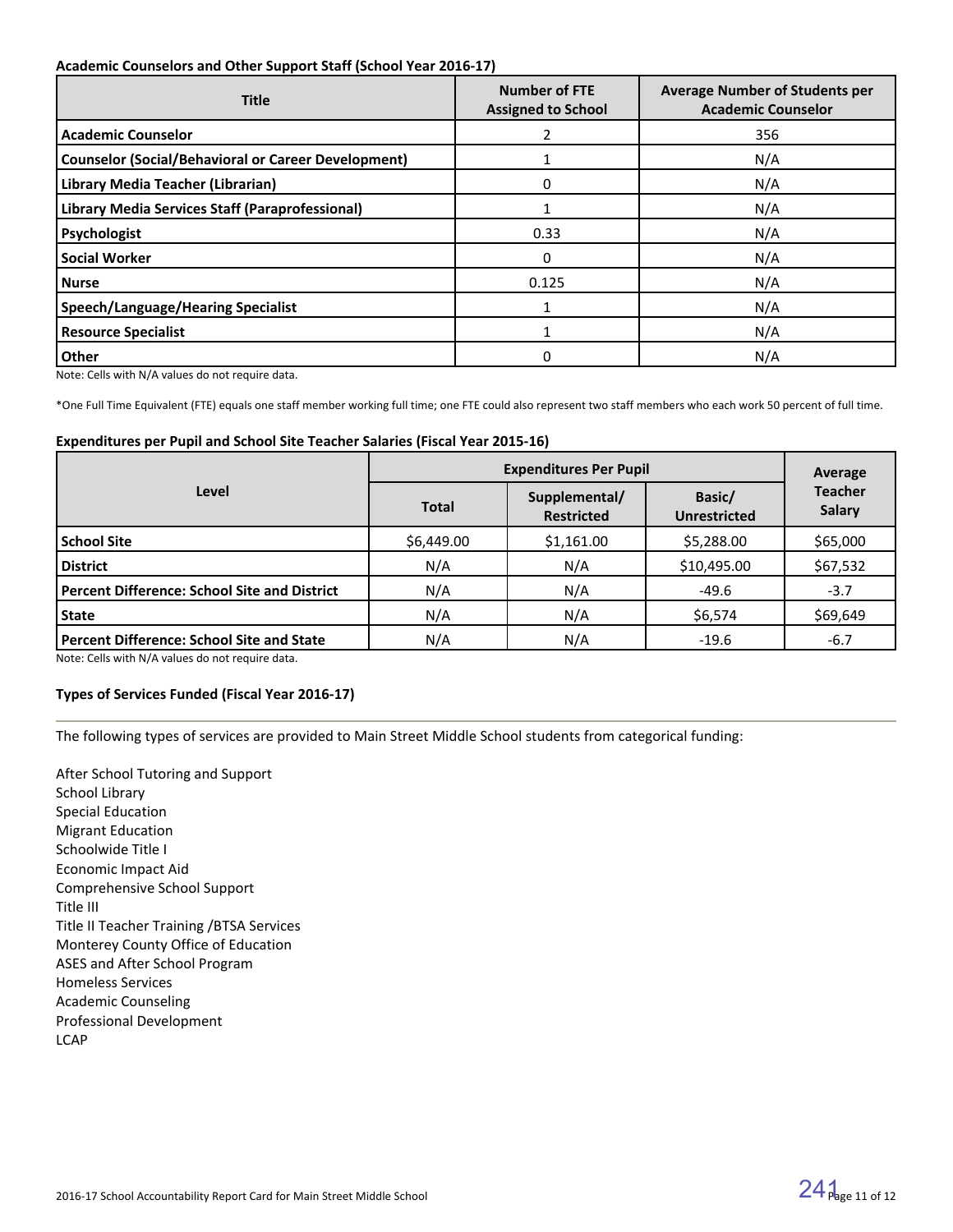**Academic Counselors and Other Support Staff (School Year 2016-17)**

| Title | Number of FTE Assigned to School | Average Number of Students per Academic Counselor |
|---|---|---|
| Academic Counselor | 2 | 356 |
| Counselor (Social/Behavioral or Career Development) | 1 | N/A |
| Library Media Teacher (Librarian) | 0 | N/A |
| Library Media Services Staff (Paraprofessional) | 1 | N/A |
| Psychologist | 0.33 | N/A |
| Social Worker | 0 | N/A |
| Nurse | 0.125 | N/A |
| Speech/Language/Hearing Specialist | 1 | N/A |
| Resource Specialist | 1 | N/A |
| Other | 0 | N/A |

Note: Cells with N/A values do not require data.

*One Full Time Equivalent (FTE) equals one staff member working full time; one FTE could also represent two staff members who each work 50 percent of full time.

**Expenditures per Pupil and School Site Teacher Salaries (Fiscal Year 2015-16)**

| Level | Expenditures Per Pupil | | | Average Teacher Salary |
|---|---|---|---|---|
| | Total | Supplemental/ Restricted | Basic/ Unrestricted | |
| School Site | $6,449.00 | $1,161.00 | $5,288.00 | $65,000 |
| District | N/A | N/A | $10,495.00 | $67,532 |
| Percent Difference: School Site and District | N/A | N/A | -49.6 | -3.7 |
| State | N/A | N/A | $6,574 | $69,649 |
| Percent Difference: School Site and State | N/A | N/A | -19.6 | -6.7 |

Note: Cells with N/A values do not require data.

**Types of Services Funded (Fiscal Year 2016-17)**

The following types of services are provided to Main Street Middle School students from categorical funding:

After School Tutoring and Support
School Library
Special Education
Migrant Education
Schoolwide Title I
Economic Impact Aid
Comprehensive School Support
Title III
Title II Teacher Training /BTSA Services
Monterey County Office of Education
ASES and After School Program
Homeless Services
Academic Counseling
Professional Development
LCAP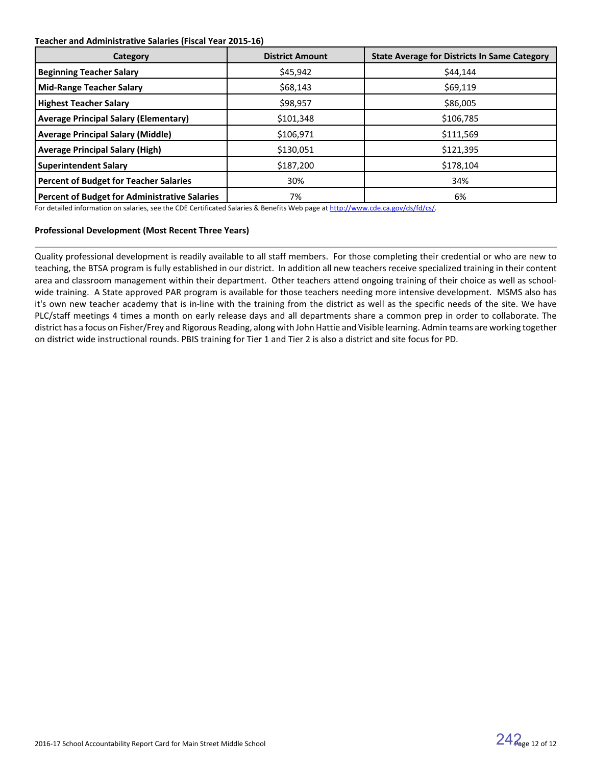**Teacher and Administrative Salaries (Fiscal Year 2015-16)**

| Category | District Amount | State Average for Districts In Same Category |
|---|---|---|
| **Beginning Teacher Salary** | $45,942 | $44,144 |
| **Mid-Range Teacher Salary** | $68,143 | $69,119 |
| **Highest Teacher Salary** | $98,957 | $86,005 |
| **Average Principal Salary (Elementary)** | $101,348 | $106,785 |
| **Average Principal Salary (Middle)** | $106,971 | $111,569 |
| **Average Principal Salary (High)** | $130,051 | $121,395 |
| **Superintendent Salary** | $187,200 | $178,104 |
| **Percent of Budget for Teacher Salaries** | 30% | 34% |
| **Percent of Budget for Administrative Salaries** | 7% | 6% |

For detailed information on salaries, see the CDE Certificated Salaries & Benefits Web page at http://www.cde.ca.gov/ds/fd/cs/.

**Professional Development (Most Recent Three Years)**

Quality professional development is readily available to all staff members. For those completing their credential or who are new to teaching, the BTSA program is fully established in our district. In addition all new teachers receive specialized training in their content area and classroom management within their department. Other teachers attend ongoing training of their choice as well as school-wide training. A State approved PAR program is available for those teachers needing more intensive development. MSMS also has it's own new teacher academy that is in-line with the training from the district as well as the specific needs of the site. We have PLC/staff meetings 4 times a month on early release days and all departments share a common prep in order to collaborate. The district has a focus on Fisher/Frey and Rigorous Reading, along with John Hattie and Visible learning. Admin teams are working together on district wide instructional rounds. PBIS training for Tier 1 and Tier 2 is also a district and site focus for PD.